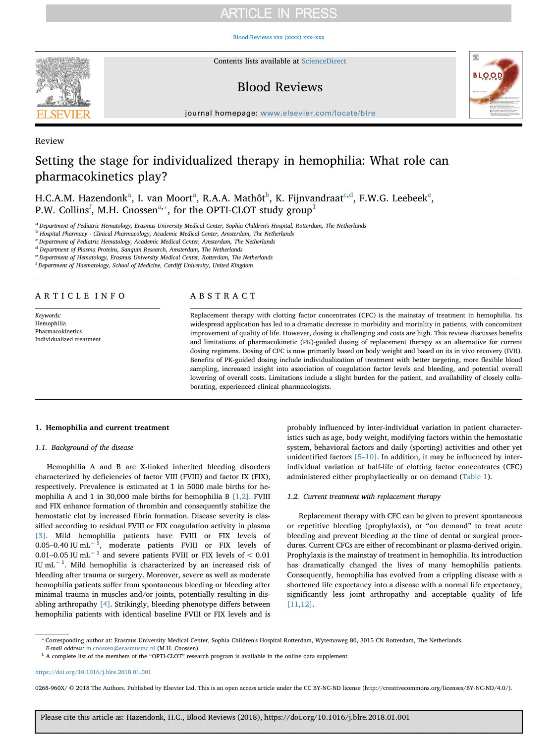Review

# Setting the stage for individualized therapy in hemophilia: What role can pharmacokinetics play?

H.C.A.M. Hazendonk[a], I. van Moort[a], R.A.A. Mathôt[b], K. Fijnvandraat[c,d], F.W.G. Leebeek[e], P.W. Collins[f], M.H. Cnossen[a,*], for the OPTI-CLOT study group[1]

[a] Department of Pediatric Hematology, Erasmus University Medical Center, Sophia Children's Hospital, Rotterdam, The Netherlands
[b] Hospital Pharmacy - Clinical Pharmacology, Academic Medical Center, Amsterdam, The Netherlands
[c] Department of Pediatric Hematology, Academic Medical Center, Amsterdam, The Netherlands
[d] Department of Plasma Proteins, Sanquin Research, Amsterdam, The Netherlands
[e] Department of Hematology, Erasmus University Medical Center, Rotterdam, The Netherlands
[f] Department of Haematology, School of Medicine, Cardiff University, United Kingdom

## ARTICLE INFO

*Keywords:*
Hemophilia
Pharmacokinetics
Individualized treatment

## ABSTRACT

Replacement therapy with clotting factor concentrates (CFC) is the mainstay of treatment in hemophilia. Its widespread application has led to a dramatic decrease in morbidity and mortality in patients, with concomitant improvement of quality of life. However, dosing is challenging and costs are high. This review discusses benefits and limitations of pharmacokinetic (PK)-guided dosing of replacement therapy as an alternative for current dosing regimens. Dosing of CFC is now primarily based on body weight and based on its in vivo recovery (IVR). Benefits of PK-guided dosing include individualization of treatment with better targeting, more flexible blood sampling, increased insight into association of coagulation factor levels and bleeding, and potential overall lowering of overall costs. Limitations include a slight burden for the patient, and availability of closely collaborating, experienced clinical pharmacologists.

## 1. Hemophilia and current treatment

### 1.1. Background of the disease

Hemophilia A and B are X-linked inherited bleeding disorders characterized by deficiencies of factor VIII (FVIII) and factor IX (FIX), respectively. Prevalence is estimated at 1 in 5000 male births for hemophilia A and 1 in 30,000 male births for hemophilia B [1,2]. FVIII and FIX enhance formation of thrombin and consequently stabilize the hemostatic clot by increased fibrin formation. Disease severity is classified according to residual FVIII or FIX coagulation activity in plasma [3]. Mild hemophilia patients have FVIII or FIX levels of 0.05–0.40 IU $mL^{-1}$, moderate patients FVIII or FIX levels of 0.01–0.05 IU $mL^{-1}$ and severe patients FVIII or FIX levels of < 0.01 IU $mL^{-1}$. Mild hemophilia is characterized by an increased risk of bleeding after trauma or surgery. Moreover, severe as well as moderate hemophilia patients suffer from spontaneous bleeding or bleeding after minimal trauma in muscles and/or joints, potentially resulting in disabling arthropathy [4]. Strikingly, bleeding phenotype differs between hemophilia patients with identical baseline FVIII or FIX levels and is probably influenced by inter-individual variation in patient characteristics such as age, body weight, modifying factors within the hemostatic system, behavioral factors and daily (sporting) activities and other yet unidentified factors [5–10]. In addition, it may be influenced by inter-individual variation of half-life of clotting factor concentrates (CFC) administered either prophylactically or on demand (Table 1).

### 1.2. Current treatment with replacement therapy

Replacement therapy with CFC can be given to prevent spontaneous or repetitive bleeding (prophylaxis), or "on demand" to treat acute bleeding and prevent bleeding at the time of dental or surgical procedures. Current CFCs are either of recombinant or plasma-derived origin. Prophylaxis is the mainstay of treatment in hemophilia. Its introduction has dramatically changed the lives of many hemophilia patients. Consequently, hemophilia has evolved from a crippling disease with a shortened life expectancy into a disease with a normal life expectancy, significantly less joint arthropathy and acceptable quality of life [11,12].

---

[*] Corresponding author at: Erasmus University Medical Center, Sophia Children's Hospital Rotterdam, Wytemaweg 80, 3015 CN Rotterdam, The Netherlands.
*E-mail address:* m.cnossen@erasmusmc.nl (M.H. Cnossen).
[1] A complete list of the members of the "OPTI-CLOT" research program is available in the online data supplement.

https://doi.org/10.1016/j.blre.2018.01.001

0268-960X/ © 2018 The Authors. Published by Elsevier Ltd. This is an open access article under the CC BY-NC-ND license (http://creativecommons.org/licenses/BY-NC-ND/4.0/).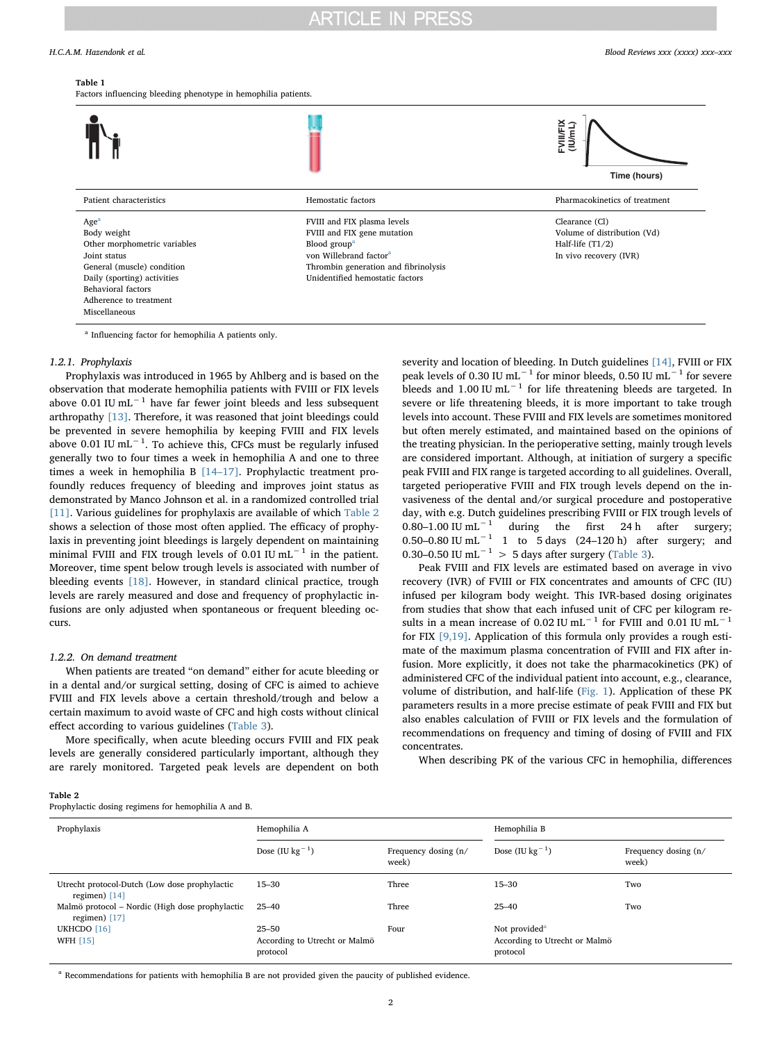**Table 1**
Factors influencing bleeding phenotype in hemophilia patients.

| Patient characteristics | Hemostatic factors | Pharmacokinetics of treatment |
|---|---|---|
| Age[a] | FVIII and FIX plasma levels | Clearance (Cl) |
| Body weight | FVIII and FIX gene mutation | Volume of distribution (Vd) |
| Other morphometric variables | Blood group[a] | Half-life (T1/2) |
| Joint status | von Willebrand factor[a] | In vivo recovery (IVR) |
| General (muscle) condition | Thrombin generation and fibrinolysis | |
| Daily (sporting) activities | Unidentified hemostatic factors | |
| Behavioral factors | | |
| Adherence to treatment | | |
| Miscellaneous | | |

[a] Influencing factor for hemophilia A patients only.

#### 1.2.1. Prophylaxis

Prophylaxis was introduced in 1965 by Ahlberg and is based on the observation that moderate hemophilia patients with FVIII or FIX levels above 0.01 IU $mL^{-1}$ have far fewer joint bleeds and less subsequent arthropathy [13]. Therefore, it was reasoned that joint bleedings could be prevented in severe hemophilia by keeping FVIII and FIX levels above 0.01 IU $mL^{-1}$. To achieve this, CFCs must be regularly infused generally two to four times a week in hemophilia A and one to three times a week in hemophilia B [14–17]. Prophylactic treatment profoundly reduces frequency of bleeding and improves joint status as demonstrated by Manco Johnson et al. in a randomized controlled trial [11]. Various guidelines for prophylaxis are available of which Table 2 shows a selection of those most often applied. The efficacy of prophylaxis in preventing joint bleedings is largely dependent on maintaining minimal FVIII and FIX trough levels of 0.01 IU $mL^{-1}$ in the patient. Moreover, time spent below trough levels is associated with number of bleeding events [18]. However, in standard clinical practice, trough levels are rarely measured and dose and frequency of prophylactic infusions are only adjusted when spontaneous or frequent bleeding occurs.

#### 1.2.2. On demand treatment

When patients are treated "on demand" either for acute bleeding or in a dental and/or surgical setting, dosing of CFC is aimed to achieve FVIII and FIX levels above a certain threshold/trough and below a certain maximum to avoid waste of CFC and high costs without clinical effect according to various guidelines (Table 3).

More specifically, when acute bleeding occurs FVIII and FIX peak levels are generally considered particularly important, although they are rarely monitored. Targeted peak levels are dependent on both severity and location of bleeding. In Dutch guidelines [14], FVIII or FIX peak levels of 0.30 IU $mL^{-1}$ for minor bleeds, 0.50 IU $mL^{-1}$ for severe bleeds and 1.00 IU $mL^{-1}$ for life threatening bleeds are targeted. In severe or life threatening bleeds, it is more important to take trough levels into account. These FVIII and FIX levels are sometimes monitored but often merely estimated, and maintained based on the opinions of the treating physician. In the perioperative setting, mainly trough levels are considered important. Although, at initiation of surgery a specific peak FVIII and FIX range is targeted according to all guidelines. Overall, targeted perioperative FVIII and FIX trough levels depend on the invasiveness of the dental and/or surgical procedure and postoperative day, with e.g. Dutch guidelines prescribing FVIII or FIX trough levels of 0.80–1.00 IU $mL^{-1}$ during the first 24 h after surgery; 0.50–0.80 IU $mL^{-1}$ 1 to 5 days (24–120 h) after surgery; and 0.30–0.50 IU $mL^{-1}$ > 5 days after surgery (Table 3).

Peak FVIII and FIX levels are estimated based on average in vivo recovery (IVR) of FVIII or FIX concentrates and amounts of CFC (IU) infused per kilogram body weight. This IVR-based dosing originates from studies that show that each infused unit of CFC per kilogram results in a mean increase of 0.02 IU $mL^{-1}$ for FVIII and 0.01 IU $mL^{-1}$ for FIX [9,19]. Application of this formula only provides a rough estimate of the maximum plasma concentration of FVIII and FIX after infusion. More explicitly, it does not take the pharmacokinetics (PK) of administered CFC of the individual patient into account, e.g., clearance, volume of distribution, and half-life (Fig. 1). Application of these PK parameters results in a more precise estimate of peak FVIII and FIX but also enables calculation of FVIII or FIX levels and the formulation of recommendations on frequency and timing of dosing of FVIII and FIX concentrates.

When describing PK of the various CFC in hemophilia, differences

**Table 2**
Prophylactic dosing regimens for hemophilia A and B.

| Prophylaxis | Hemophilia A | | Hemophilia B | |
|---|---|---|---|---|
| | Dose (IU $kg^{-1}$) | Frequency dosing (n/week) | Dose (IU $kg^{-1}$) | Frequency dosing (n/week) |
| Utrecht protocol-Dutch (Low dose prophylactic regimen) [14] | 15–30 | Three | 15–30 | Two |
| Malmö protocol – Nordic (High dose prophylactic regimen) [17] | 25–40 | Three | 25–40 | Two |
| UKHCDO [16] | 25–50 | Four | Not provided[a] | |
| WFH [15] | According to Utrecht or Malmö protocol | | According to Utrecht or Malmö protocol | |

[a] Recommendations for patients with hemophilia B are not provided given the paucity of published evidence.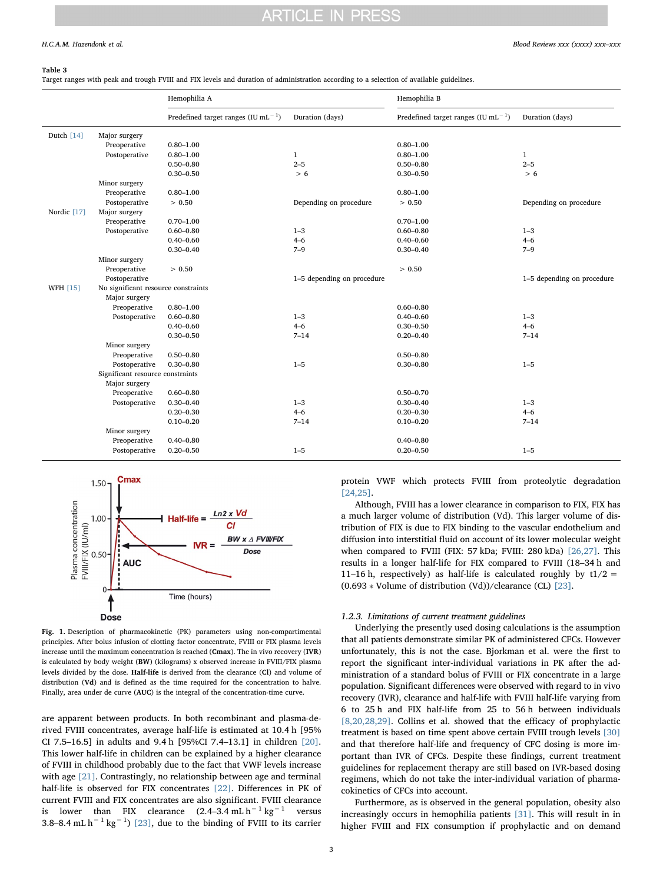**Table 3**
Target ranges with peak and trough FVIII and FIX levels and duration of administration according to a selection of available guidelines.

| | | Hemophilia A | | Hemophilia B | |
|---|---|---|---|---|---|
| | | Predefined target ranges (IU mL$^{-1}$) | Duration (days) | Predefined target ranges (IU mL$^{-1}$) | Duration (days) |
| Dutch [14] | Major surgery | | | | |
| | Preoperative | 0.80–1.00 | | 0.80–1.00 | |
| | Postoperative | 0.80–1.00 | 1 | 0.80–1.00 | 1 |
| | | 0.50–0.80 | 2–5 | 0.50–0.80 | 2–5 |
| | | 0.30–0.50 | > 6 | 0.30–0.50 | > 6 |
| | Minor surgery | | | | |
| | Preoperative | 0.80–1.00 | | 0.80–1.00 | |
| | Postoperative | > 0.50 | Depending on procedure | > 0.50 | Depending on procedure |
| Nordic [17] | Major surgery | | | | |
| | Preoperative | 0.70–1.00 | | 0.70–1.00 | |
| | Postoperative | 0.60–0.80 | 1–3 | 0.60–0.80 | 1–3 |
| | | 0.40–0.60 | 4–6 | 0.40–0.60 | 4–6 |
| | | 0.30–0.40 | 7–9 | 0.30–0.40 | 7–9 |
| | Minor surgery | | | | |
| | Preoperative | > 0.50 | | > 0.50 | |
| | Postoperative | | 1–5 depending on procedure | | 1–5 depending on procedure |
| WFH [15] | No significant resource constraints | | | | |
| | Major surgery | | | | |
| | Preoperative | 0.80–1.00 | | 0.60–0.80 | |
| | Postoperative | 0.60–0.80 | 1–3 | 0.40–0.60 | 1–3 |
| | | 0.40–0.60 | 4–6 | 0.30–0.50 | 4–6 |
| | | 0.30–0.50 | 7–14 | 0.20–0.40 | 7–14 |
| | Minor surgery | | | | |
| | Preoperative | 0.50–0.80 | | 0.50–0.80 | |
| | Postoperative | 0.30–0.80 | 1–5 | 0.30–0.80 | 1–5 |
| | Significant resource constraints | | | | |
| | Major surgery | | | | |
| | Preoperative | 0.60–0.80 | | 0.50–0.70 | |
| | Postoperative | 0.30–0.40 | 1–3 | 0.30–0.40 | 1–3 |
| | | 0.20–0.30 | 4–6 | 0.20–0.30 | 4–6 |
| | | 0.10–0.20 | 7–14 | 0.10–0.20 | 7–14 |
| | Minor surgery | | | | |
| | Preoperative | 0.40–0.80 | | 0.40–0.80 | |
| | Postoperative | 0.20–0.50 | 1–5 | 0.20–0.50 | 1–5 |

**Fig. 1.** Description of pharmacokinetic (PK) parameters using non-compartimental principles. After bolus infusion of clotting factor concentrate, FVIII or FIX plasma levels increase until the maximum concentration is reached (**Cmax**). The in vivo recovery (**IVR**) is calculated by body weight (**BW**) (kilograms) x observed increase in FVIII/FIX plasma levels divided by the dose. **Half-life** is derived from the clearance (**Cl**) and volume of distribution (**Vd**) and is defined as the time required for the concentration to halve. Finally, area under de curve (**AUC**) is the integral of the concentration-time curve.

are apparent between products. In both recombinant and plasma-derived FVIII concentrates, average half-life is estimated at 10.4 h [95% CI 7.5–16.5] in adults and 9.4 h [95%CI 7.4–13.1] in children [20]. This lower half-life in children can be explained by a higher clearance of FVIII in childhood probably due to the fact that VWF levels increase with age [21]. Contrastingly, no relationship between age and terminal half-life is observed for FIX concentrates [22]. Differences in PK of current FVIII and FIX concentrates are also significant. FVIII clearance is lower than FIX clearance (2.4–3.4 mL h$^{-1}$ kg$^{-1}$ versus 3.8–8.4 mL h$^{-1}$ kg$^{-1}$) [23], due to the binding of FVIII to its carrier protein VWF which protects FVIII from proteolytic degradation [24,25].

Although, FVIII has a lower clearance in comparison to FIX, FIX has a much larger volume of distribution (Vd). This larger volume of distribution of FIX is due to FIX binding to the vascular endothelium and diffusion into interstitial fluid on account of its lower molecular weight when compared to FVIII (FIX: 57 kDa; FVIII: 280 kDa) [26,27]. This results in a longer half-life for FIX compared to FVIII (18–34 h and 11–16 h, respectively) as half-life is calculated roughly by $t1/2 = (0.693 * \text{Volume of distribution (Vd)})/\text{clearance (CL)}$ [23].

### 1.2.3. Limitations of current treatment guidelines

Underlying the presently used dosing calculations is the assumption that all patients demonstrate similar PK of administered CFCs. However unfortunately, this is not the case. Bjorkman et al. were the first to report the significant inter-individual variations in PK after the administration of a standard bolus of FVIII or FIX concentrate in a large population. Significant differences were observed with regard to in vivo recovery (IVR), clearance and half-life with FVIII half-life varying from 6 to 25 h and FIX half-life from 25 to 56 h between individuals [8,20,28,29]. Collins et al. showed that the efficacy of prophylactic treatment is based on time spent above certain FVIII trough levels [30] and that therefore half-life and frequency of CFC dosing is more important than IVR of CFCs. Despite these findings, current treatment guidelines for replacement therapy are still based on IVR-based dosing regimens, which do not take the inter-individual variation of pharmacokinetics of CFCs into account.

Furthermore, as is observed in the general population, obesity also increasingly occurs in hemophilia patients [31]. This will result in in higher FVIII and FIX consumption if prophylactic and on demand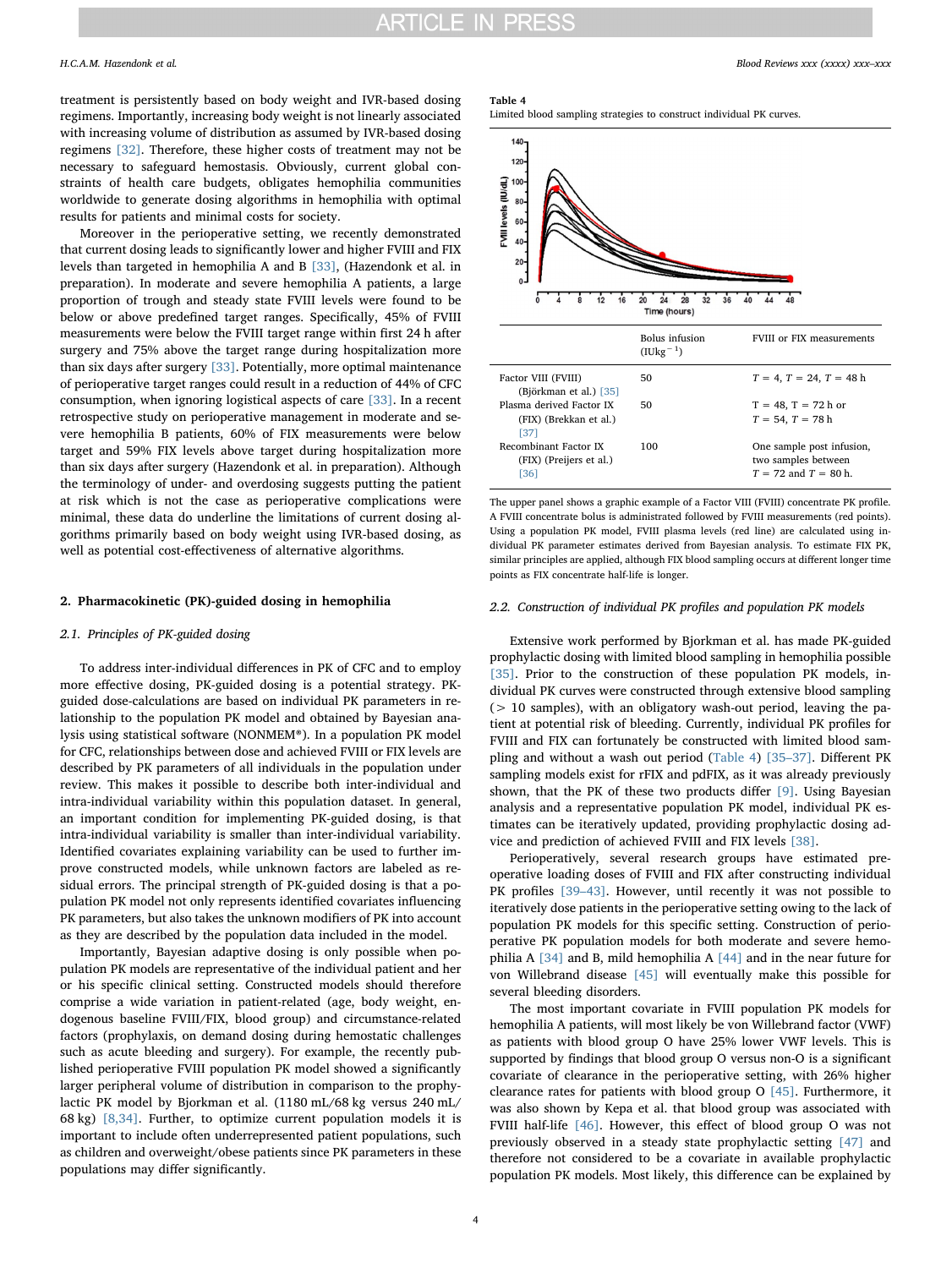treatment is persistently based on body weight and IVR-based dosing regimens. Importantly, increasing body weight is not linearly associated with increasing volume of distribution as assumed by IVR-based dosing regimens [32]. Therefore, these higher costs of treatment may not be necessary to safeguard hemostasis. Obviously, current global constraints of health care budgets, obligates hemophilia communities worldwide to generate dosing algorithms in hemophilia with optimal results for patients and minimal costs for society.

Moreover in the perioperative setting, we recently demonstrated that current dosing leads to significantly lower and higher FVIII and FIX levels than targeted in hemophilia A and B [33], (Hazendonk et al. in preparation). In moderate and severe hemophilia A patients, a large proportion of trough and steady state FVIII levels were found to be below or above predefined target ranges. Specifically, 45% of FVIII measurements were below the FVIII target range within first 24 h after surgery and 75% above the target range during hospitalization more than six days after surgery [33]. Potentially, more optimal maintenance of perioperative target ranges could result in a reduction of 44% of CFC consumption, when ignoring logistical aspects of care [33]. In a recent retrospective study on perioperative management in moderate and severe hemophilia B patients, 60% of FIX measurements were below target and 59% FIX levels above target during hospitalization more than six days after surgery (Hazendonk et al. in preparation). Although the terminology of under- and overdosing suggests putting the patient at risk which is not the case as perioperative complications were minimal, these data do underline the limitations of current dosing algorithms primarily based on body weight using IVR-based dosing, as well as potential cost-effectiveness of alternative algorithms.

## 2. Pharmacokinetic (PK)-guided dosing in hemophilia

### 2.1. Principles of PK-guided dosing

To address inter-individual differences in PK of CFC and to employ more effective dosing, PK-guided dosing is a potential strategy. PK-guided dose-calculations are based on individual PK parameters in relationship to the population PK model and obtained by Bayesian analysis using statistical software (NONMEM®). In a population PK model for CFC, relationships between dose and achieved FVIII or FIX levels are described by PK parameters of all individuals in the population under review. This makes it possible to describe both inter-individual and intra-individual variability within this population dataset. In general, an important condition for implementing PK-guided dosing, is that intra-individual variability is smaller than inter-individual variability. Identified covariates explaining variability can be used to further improve constructed models, while unknown factors are labeled as residual errors. The principal strength of PK-guided dosing is that a population PK model not only represents identified covariates influencing PK parameters, but also takes the unknown modifiers of PK into account as they are described by the population data included in the model.

Importantly, Bayesian adaptive dosing is only possible when population PK models are representative of the individual patient and her or his specific clinical setting. Constructed models should therefore comprise a wide variation in patient-related (age, body weight, endogenous baseline FVIII/FIX, blood group) and circumstance-related factors (prophylaxis, on demand dosing during hemostatic challenges such as acute bleeding and surgery). For example, the recently published perioperative FVIII population PK model showed a significantly larger peripheral volume of distribution in comparison to the prophylactic PK model by Bjorkman et al. (1180 mL/68 kg versus 240 mL/68 kg) [8,34]. Further, to optimize current population models it is important to include often underrepresented patient populations, such as children and overweight/obese patients since PK parameters in these populations may differ significantly.

**Table 4**
Limited blood sampling strategies to construct individual PK curves.

| | Bolus infusion ($IUkg^{-1}$) | FVIII or FIX measurements |
|---|---|---|
| Factor VIII (FVIII) (Björkman et al.) [35] | 50 | $T = 4$, $T = 24$, $T = 48$ h |
| Plasma derived Factor IX (FIX) (Brekkan et al.) [37] | 50 | $T = 48$, $T = 72$ h or $T = 54$, $T = 78$ h |
| Recombinant Factor IX (FIX) (Preijers et al.) [36] | 100 | One sample post infusion, two samples between $T = 72$ and $T = 80$ h. |

The upper panel shows a graphic example of a Factor VIII (FVIII) concentrate PK profile. A FVIII concentrate bolus is administrated followed by FVIII measurements (red points). Using a population PK model, FVIII plasma levels (red line) are calculated using individual PK parameter estimates derived from Bayesian analysis. To estimate FIX PK, similar principles are applied, although FIX blood sampling occurs at different longer time points as FIX concentrate half-life is longer.

### 2.2. Construction of individual PK profiles and population PK models

Extensive work performed by Bjorkman et al. has made PK-guided prophylactic dosing with limited blood sampling in hemophilia possible [35]. Prior to the construction of these population PK models, individual PK curves were constructed through extensive blood sampling (> 10 samples), with an obligatory wash-out period, leaving the patient at potential risk of bleeding. Currently, individual PK profiles for FVIII and FIX can fortunately be constructed with limited blood sampling and without a wash out period (Table 4) [35–37]. Different PK sampling models exist for rFIX and pdFIX, as it was already previously shown, that the PK of these two products differ [9]. Using Bayesian analysis and a representative population PK model, individual PK estimates can be iteratively updated, providing prophylactic dosing advice and prediction of achieved FVIII and FIX levels [38].

Perioperatively, several research groups have estimated preoperative loading doses of FVIII and FIX after constructing individual PK profiles [39–43]. However, until recently it was not possible to iteratively dose patients in the perioperative setting owing to the lack of population PK models for this specific setting. Construction of perioperative PK population models for both moderate and severe hemophilia A [34] and B, mild hemophilia A [44] and in the near future for von Willebrand disease [45] will eventually make this possible for several bleeding disorders.

The most important covariate in FVIII population PK models for hemophilia A patients, will most likely be von Willebrand factor (VWF) as patients with blood group O have 25% lower VWF levels. This is supported by findings that blood group O versus non-O is a significant covariate of clearance in the perioperative setting, with 26% higher clearance rates for patients with blood group O [45]. Furthermore, it was also shown by Kepa et al. that blood group was associated with FVIII half-life [46]. However, this effect of blood group O was not previously observed in a steady state prophylactic setting [47] and therefore not considered to be a covariate in available prophylactic population PK models. Most likely, this difference can be explained by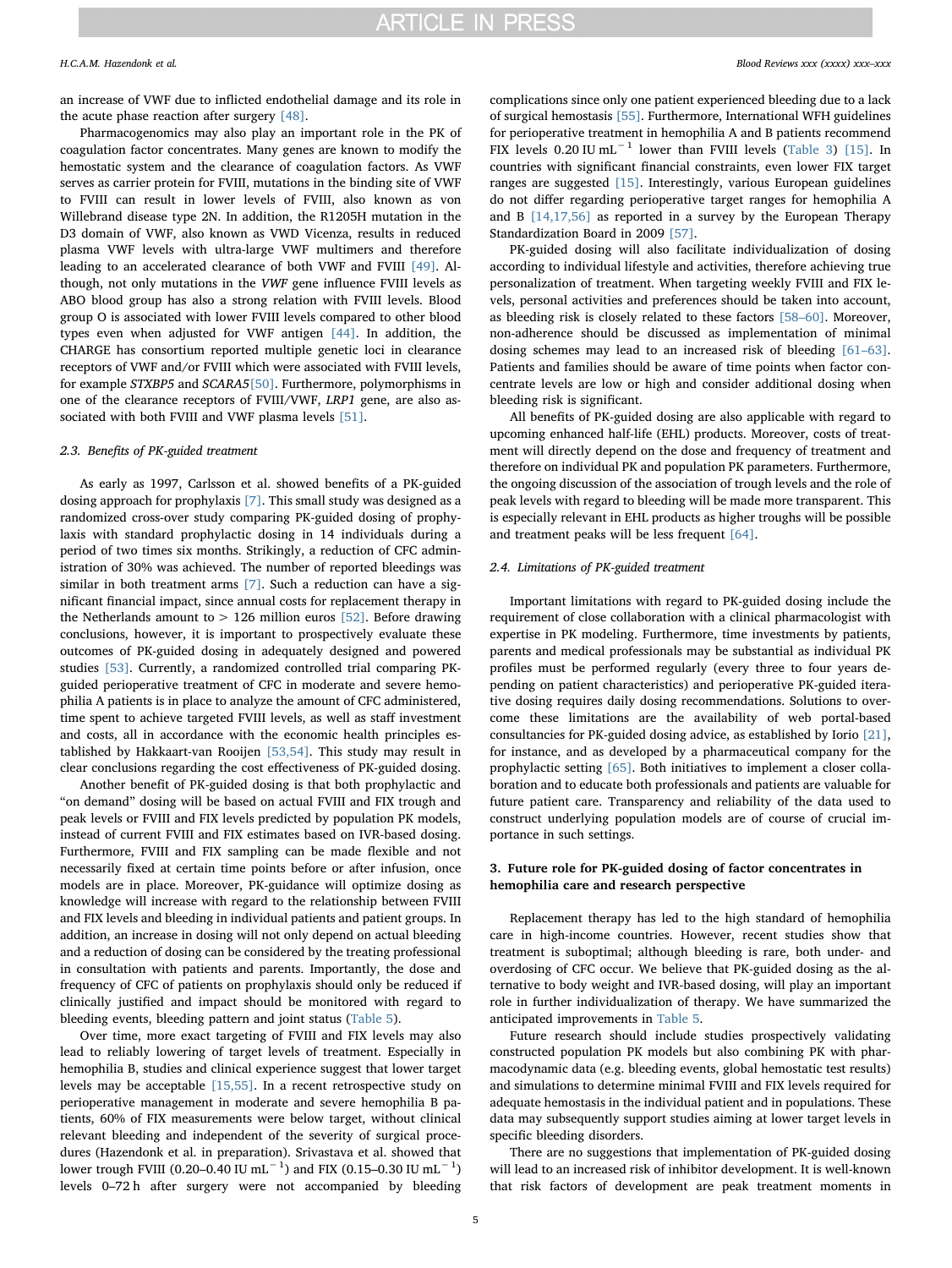an increase of VWF due to inflicted endothelial damage and its role in the acute phase reaction after surgery [48].

Pharmacogenomics may also play an important role in the PK of coagulation factor concentrates. Many genes are known to modify the hemostatic system and the clearance of coagulation factors. As VWF serves as carrier protein for FVIII, mutations in the binding site of VWF to FVIII can result in lower levels of FVIII, also known as von Willebrand disease type 2N. In addition, the R1205H mutation in the D3 domain of VWF, also known as VWD Vicenza, results in reduced plasma VWF levels with ultra-large VWF multimers and therefore leading to an accelerated clearance of both VWF and FVIII [49]. Although, not only mutations in the *VWF* gene influence FVIII levels as ABO blood group has also a strong relation with FVIII levels. Blood group O is associated with lower FVIII levels compared to other blood types even when adjusted for VWF antigen [44]. In addition, the CHARGE has consortium reported multiple genetic loci in clearance receptors of VWF and/or FVIII which were associated with FVIII levels, for example *STXBP5* and *SCARA5*[50]. Furthermore, polymorphisms in one of the clearance receptors of FVIII/VWF, *LRP1* gene, are also associated with both FVIII and VWF plasma levels [51].

### 2.3. Benefits of PK-guided treatment

As early as 1997, Carlsson et al. showed benefits of a PK-guided dosing approach for prophylaxis [7]. This small study was designed as a randomized cross-over study comparing PK-guided dosing of prophylaxis with standard prophylactic dosing in 14 individuals during a period of two times six months. Strikingly, a reduction of CFC administration of 30% was achieved. The number of reported bleedings was similar in both treatment arms [7]. Such a reduction can have a significant financial impact, since annual costs for replacement therapy in the Netherlands amount to > 126 million euros [52]. Before drawing conclusions, however, it is important to prospectively evaluate these outcomes of PK-guided dosing in adequately designed and powered studies [53]. Currently, a randomized controlled trial comparing PK-guided perioperative treatment of CFC in moderate and severe hemophilia A patients is in place to analyze the amount of CFC administered, time spent to achieve targeted FVIII levels, as well as staff investment and costs, all in accordance with the economic health principles established by Hakkaart-van Rooijen [53,54]. This study may result in clear conclusions regarding the cost effectiveness of PK-guided dosing.

Another benefit of PK-guided dosing is that both prophylactic and "on demand" dosing will be based on actual FVIII and FIX trough and peak levels or FVIII and FIX levels predicted by population PK models, instead of current FVIII and FIX estimates based on IVR-based dosing. Furthermore, FVIII and FIX sampling can be made flexible and not necessarily fixed at certain time points before or after infusion, once models are in place. Moreover, PK-guidance will optimize dosing as knowledge will increase with regard to the relationship between FVIII and FIX levels and bleeding in individual patients and patient groups. In addition, an increase in dosing will not only depend on actual bleeding and a reduction of dosing can be considered by the treating professional in consultation with patients and parents. Importantly, the dose and frequency of CFC of patients on prophylaxis should only be reduced if clinically justified and impact should be monitored with regard to bleeding events, bleeding pattern and joint status (Table 5).

Over time, more exact targeting of FVIII and FIX levels may also lead to reliably lowering of target levels of treatment. Especially in hemophilia B, studies and clinical experience suggest that lower target levels may be acceptable [15,55]. In a recent retrospective study on perioperative management in moderate and severe hemophilia B patients, 60% of FIX measurements were below target, without clinical relevant bleeding and independent of the severity of surgical procedures (Hazendonk et al. in preparation). Srivastava et al. showed that lower trough FVIII (0.20–0.40 IU $mL^{-1}$) and FIX (0.15–0.30 IU $mL^{-1}$) levels 0–72 h after surgery were not accompanied by bleeding complications since only one patient experienced bleeding due to a lack of surgical hemostasis [55]. Furthermore, International WFH guidelines for perioperative treatment in hemophilia A and B patients recommend FIX levels 0.20 IU $mL^{-1}$ lower than FVIII levels (Table 3) [15]. In countries with significant financial constraints, even lower FIX target ranges are suggested [15]. Interestingly, various European guidelines do not differ regarding perioperative target ranges for hemophilia A and B [14,17,56] as reported in a survey by the European Therapy Standardization Board in 2009 [57].

PK-guided dosing will also facilitate individualization of dosing according to individual lifestyle and activities, therefore achieving true personalization of treatment. When targeting weekly FVIII and FIX levels, personal activities and preferences should be taken into account, as bleeding risk is closely related to these factors [58–60]. Moreover, non-adherence should be discussed as implementation of minimal dosing schemes may lead to an increased risk of bleeding [61–63]. Patients and families should be aware of time points when factor concentrate levels are low or high and consider additional dosing when bleeding risk is significant.

All benefits of PK-guided dosing are also applicable with regard to upcoming enhanced half-life (EHL) products. Moreover, costs of treatment will directly depend on the dose and frequency of treatment and therefore on individual PK and population PK parameters. Furthermore, the ongoing discussion of the association of trough levels and the role of peak levels with regard to bleeding will be made more transparent. This is especially relevant in EHL products as higher troughs will be possible and treatment peaks will be less frequent [64].

### 2.4. Limitations of PK-guided treatment

Important limitations with regard to PK-guided dosing include the requirement of close collaboration with a clinical pharmacologist with expertise in PK modeling. Furthermore, time investments by patients, parents and medical professionals may be substantial as individual PK profiles must be performed regularly (every three to four years depending on patient characteristics) and perioperative PK-guided iterative dosing requires daily dosing recommendations. Solutions to overcome these limitations are the availability of web portal-based consultancies for PK-guided dosing advice, as established by Iorio [21], for instance, and as developed by a pharmaceutical company for the prophylactic setting [65]. Both initiatives to implement a closer collaboration and to educate both professionals and patients are valuable for future patient care. Transparency and reliability of the data used to construct underlying population models are of course of crucial importance in such settings.

## 3. Future role for PK-guided dosing of factor concentrates in hemophilia care and research perspective

Replacement therapy has led to the high standard of hemophilia care in high-income countries. However, recent studies show that treatment is suboptimal; although bleeding is rare, both under- and overdosing of CFC occur. We believe that PK-guided dosing as the alternative to body weight and IVR-based dosing, will play an important role in further individualization of therapy. We have summarized the anticipated improvements in Table 5.

Future research should include studies prospectively validating constructed population PK models but also combining PK with pharmacodynamic data (e.g. bleeding events, global hemostatic test results) and simulations to determine minimal FVIII and FIX levels required for adequate hemostasis in the individual patient and in populations. These data may subsequently support studies aiming at lower target levels in specific bleeding disorders.

There are no suggestions that implementation of PK-guided dosing will lead to an increased risk of inhibitor development. It is well-known that risk factors of development are peak treatment moments in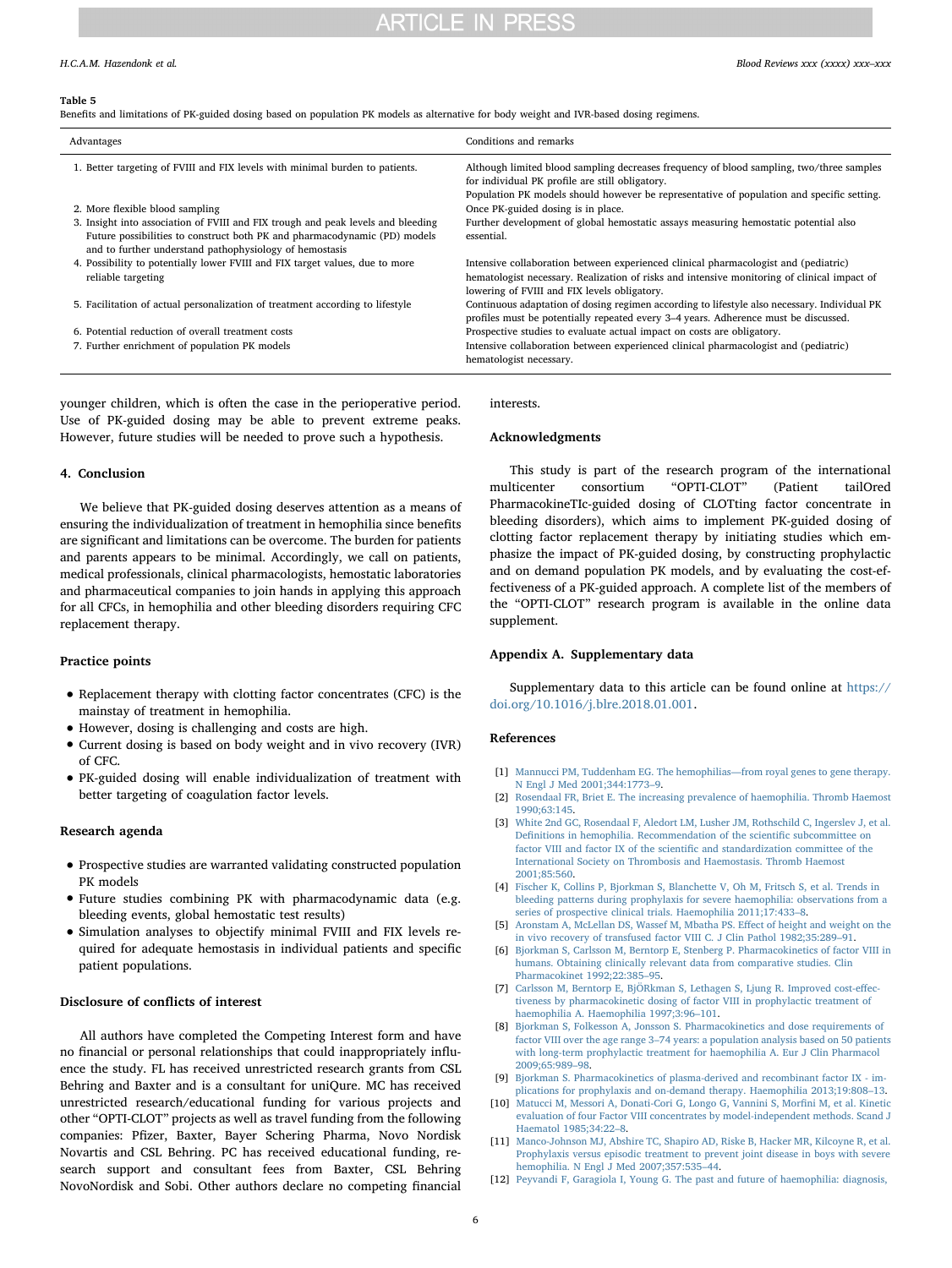**Table 5**
Benefits and limitations of PK-guided dosing based on population PK models as alternative for body weight and IVR-based dosing regimens.

| Advantages | Conditions and remarks |
|---|---|
| 1. Better targeting of FVIII and FIX levels with minimal burden to patients. | Although limited blood sampling decreases frequency of blood sampling, two/three samples for individual PK profile are still obligatory. Population PK models should however be representative of population and specific setting. |
| 2. More flexible blood sampling | Once PK-guided dosing is in place. |
| 3. Insight into association of FVIII and FIX trough and peak levels and bleeding Future possibilities to construct both PK and pharmacodynamic (PD) models and to further understand pathophysiology of hemostasis | Further development of global hemostatic assays measuring hemostatic potential also essential. |
| 4. Possibility to potentially lower FVIII and FIX target values, due to more reliable targeting | Intensive collaboration between experienced clinical pharmacologist and (pediatric) hematologist necessary. Realization of risks and intensive monitoring of clinical impact of lowering of FVIII and FIX levels obligatory. |
| 5. Facilitation of actual personalization of treatment according to lifestyle | Continuous adaptation of dosing regimen according to lifestyle also necessary. Individual PK profiles must be potentially repeated every 3–4 years. Adherence must be discussed. |
| 6. Potential reduction of overall treatment costs | Prospective studies to evaluate actual impact on costs are obligatory. |
| 7. Further enrichment of population PK models | Intensive collaboration between experienced clinical pharmacologist and (pediatric) hematologist necessary. |

younger children, which is often the case in the perioperative period. Use of PK-guided dosing may be able to prevent extreme peaks. However, future studies will be needed to prove such a hypothesis.

## 4. Conclusion

We believe that PK-guided dosing deserves attention as a means of ensuring the individualization of treatment in hemophilia since benefits are significant and limitations can be overcome. The burden for patients and parents appears to be minimal. Accordingly, we call on patients, medical professionals, clinical pharmacologists, hemostatic laboratories and pharmaceutical companies to join hands in applying this approach for all CFCs, in hemophilia and other bleeding disorders requiring CFC replacement therapy.

### Practice points

- Replacement therapy with clotting factor concentrates (CFC) is the mainstay of treatment in hemophilia.
- However, dosing is challenging and costs are high.
- Current dosing is based on body weight and in vivo recovery (IVR) of CFC.
- PK-guided dosing will enable individualization of treatment with better targeting of coagulation factor levels.

### Research agenda

- Prospective studies are warranted validating constructed population PK models
- Future studies combining PK with pharmacodynamic data (e.g. bleeding events, global hemostatic test results)
- Simulation analyses to objectify minimal FVIII and FIX levels required for adequate hemostasis in individual patients and specific patient populations.

### Disclosure of conflicts of interest

All authors have completed the Competing Interest form and have no financial or personal relationships that could inappropriately influence the study. FL has received unrestricted research grants from CSL Behring and Baxter and is a consultant for uniQure. MC has received unrestricted research/educational funding for various projects and other "OPTI-CLOT" projects as well as travel funding from the following companies: Pfizer, Baxter, Bayer Schering Pharma, Novo Nordisk Novartis and CSL Behring. PC has received educational funding, research support and consultant fees from Baxter, CSL Behring NovoNordisk and Sobi. Other authors declare no competing financial interests.

### Acknowledgments

This study is part of the research program of the international multicenter consortium "OPTI-CLOT" (Patient tailOred PharmacokineTIc-guided dosing of CLOTting factor concentrate in bleeding disorders), which aims to implement PK-guided dosing of clotting factor replacement therapy by initiating studies which emphasize the impact of PK-guided dosing, by constructing prophylactic and on demand population PK models, and by evaluating the cost-effectiveness of a PK-guided approach. A complete list of the members of the "OPTI-CLOT" research program is available in the online data supplement.

### Appendix A. Supplementary data

Supplementary data to this article can be found online at https://doi.org/10.1016/j.blre.2018.01.001.

### References

[1] Mannucci PM, Tuddenham EG. The hemophilias—from royal genes to gene therapy. N Engl J Med 2001;344:1773–9.

[2] Rosendaal FR, Briet E. The increasing prevalence of haemophilia. Thromb Haemost 1990;63:145.

[3] White 2nd GC, Rosendaal F, Aledort LM, Lusher JM, Rothschild C, Ingerslev J, et al. Definitions in hemophilia. Recommendation of the scientific subcommittee on factor VIII and factor IX of the scientific and standardization committee of the International Society on Thrombosis and Haemostasis. Thromb Haemost 2001;85:560.

[4] Fischer K, Collins P, Bjorkman S, Blanchette V, Oh M, Fritsch S, et al. Trends in bleeding patterns during prophylaxis for severe haemophilia: observations from a series of prospective clinical trials. Haemophilia 2011;17:433–8.

[5] Aronstam A, McLellan DS, Wassef M, Mbatha PS. Effect of height and weight on the in vivo recovery of transfused factor VIII C. J Clin Pathol 1982;35:289–91.

[6] Bjorkman S, Carlsson M, Berntorp E, Stenberg P. Pharmacokinetics of factor VIII in humans. Obtaining clinically relevant data from comparative studies. Clin Pharmacokinet 1992;22:385–95.

[7] Carlsson M, Berntorp E, BjÖRkman S, Lethagen S, Ljung R. Improved cost-effectiveness by pharmacokinetic dosing of factor VIII in prophylactic treatment of haemophilia A. Haemophilia 1997;3:96–101.

[8] Bjorkman S, Folkesson A, Jonsson S. Pharmacokinetics and dose requirements of factor VIII over the age range 3–74 years: a population analysis based on 50 patients with long-term prophylactic treatment for haemophilia A. Eur J Clin Pharmacol 2009;65:989–98.

[9] Bjorkman S. Pharmacokinetics of plasma-derived and recombinant factor IX - implications for prophylaxis and on-demand therapy. Haemophilia 2013;19:808–13.

[10] Matucci M, Messori A, Donati-Cori G, Longo G, Vannini S, Morfini M, et al. Kinetic evaluation of four Factor VIII concentrates by model-independent methods. Scand J Haematol 1985;34:22–8.

[11] Manco-Johnson MJ, Abshire TC, Shapiro AD, Riske B, Hacker MR, Kilcoyne R, et al. Prophylaxis versus episodic treatment to prevent joint disease in boys with severe hemophilia. N Engl J Med 2007;357:535–44.

[12] Peyvandi F, Garagiola I, Young G. The past and future of haemophilia: diagnosis,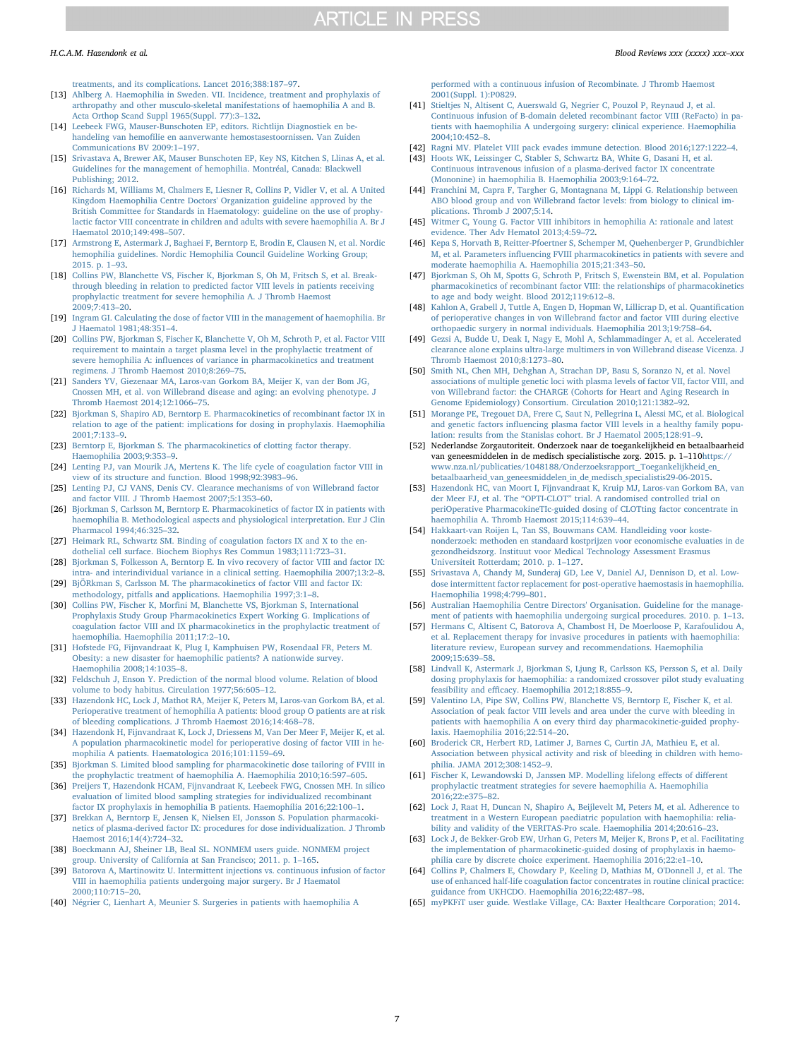treatments, and its complications. Lancet 2016;388:187–97.

[13] Ahlberg A. Haemophilia in Sweden. VII. Incidence, treatment and prophylaxis of arthropathy and other musculo-skeletal manifestations of haemophilia A and B. Acta Orthop Scand Suppl 1965(Suppl. 77):3–132.

[14] Leebeek FWG, Mauser-Bunschoten EP, editors. Richtlijn Diagnostiek en behandeling van hemofilie en aanverwante hemostasestoornissen. Van Zuiden Communications BV 2009:1–197.

[15] Srivastava A, Brewer AK, Mauser Bunschoten EP, Key NS, Kitchen S, Llinas A, et al. Guidelines for the management of hemophilia. Montréal, Canada: Blackwell Publishing; 2012.

[16] Richards M, Williams M, Chalmers E, Liesner R, Collins P, Vidler V, et al. A United Kingdom Haemophilia Centre Doctors' Organization guideline approved by the British Committee for Standards in Haematology: guideline on the use of prophylactic factor VIII concentrate in children and adults with severe haemophilia A. Br J Haematol 2010;149:498–507.

[17] Armstrong E, Astermark J, Baghaei F, Berntorp E, Brodin E, Clausen N, et al. Nordic hemophilia guidelines. Nordic Hemophilia Council Guideline Working Group; 2015. p. 1–93.

[18] Collins PW, Blanchette VS, Fischer K, Bjorkman S, Oh M, Fritsch S, et al. Break-through bleeding in relation to predicted factor VIII levels in patients receiving prophylactic treatment for severe hemophilia A. J Thromb Haemost 2009;7:413–20.

[19] Ingram GI. Calculating the dose of factor VIII in the management of haemophilia. Br J Haematol 1981;48:351–4.

[20] Collins PW, Bjorkman S, Fischer K, Blanchette V, Oh M, Schroth P, et al. Factor VIII requirement to maintain a target plasma level in the prophylactic treatment of severe hemophilia A: influences of variance in pharmacokinetics and treatment regimens. J Thromb Haemost 2010;8:269–75.

[21] Sanders YV, Giezenaar MA, Laros-van Gorkom BA, Meijer K, van der Bom JG, Cnossen MH, et al. von Willebrand disease and aging: an evolving phenotype. J Thromb Haemost 2014;12:1066–75.

[22] Bjorkman S, Shapiro AD, Berntorp E. Pharmacokinetics of recombinant factor IX in relation to age of the patient: implications for dosing in prophylaxis. Haemophilia 2001;7:133–9.

[23] Berntorp E, Bjorkman S. The pharmacokinetics of clotting factor therapy. Haemophilia 2003;9:353–9.

[24] Lenting PJ, van Mourik JA, Mertens K. The life cycle of coagulation factor VIII in view of its structure and function. Blood 1998;92:3983–96.

[25] Lenting PJ, CJ VANS, Denis CV. Clearance mechanisms of von Willebrand factor and factor VIII. J Thromb Haemost 2007;5:1353–60.

[26] Bjorkman S, Carlsson M, Berntorp E. Pharmacokinetics of factor IX in patients with haemophilia B. Methodological aspects and physiological interpretation. Eur J Clin Pharmacol 1994;46:325–32.

[27] Heimark RL, Schwartz SM. Binding of coagulation factors IX and X to the endothelial cell surface. Biochem Biophys Res Commun 1983;111:723–31.

[28] Bjorkman S, Folkesson A, Berntorp E. In vivo recovery of factor VIII and factor IX: intra- and interindividual variance in a clinical setting. Haemophilia 2007;13:2–8.

[29] BjÖRkman S, Carlsson M. The pharmacokinetics of factor VIII and factor IX: methodology, pitfalls and applications. Haemophilia 1997;3:1–8.

[30] Collins PW, Fischer K, Morfini M, Blanchette VS, Bjorkman S, International Prophylaxis Study Group Pharmacokinetics Expert Working G. Implications of coagulation factor VIII and IX pharmacokinetics in the prophylactic treatment of haemophilia. Haemophilia 2011;17:2–10.

[31] Hofstede FG, Fijnvandraat K, Plug I, Kamphuisen PW, Rosendaal FR, Peters M. Obesity: a new disaster for haemophilic patients? A nationwide survey. Haemophilia 2008;14:1035–8.

[32] Feldschuh J, Enson Y. Prediction of the normal blood volume. Relation of blood volume to body habitus. Circulation 1977;56:605–12.

[33] Hazendonk HC, Lock J, Mathot RA, Meijer K, Peters M, Laros-van Gorkom BA, et al. Perioperative treatment of hemophilia A patients: blood group O patients are at risk of bleeding complications. J Thromb Haemost 2016;14:468–78.

[34] Hazendonk H, Fijnvandraat K, Lock J, Driessens M, Van Der Meer F, Meijer K, et al. A population pharmacokinetic model for perioperative dosing of factor VIII in hemophilia A patients. Haematologica 2016;101:1159–69.

[35] Bjorkman S. Limited blood sampling for pharmacokinetic dose tailoring of FVIII in the prophylactic treatment of haemophilia A. Haemophilia 2010;16:597–605.

[36] Preijers T, Hazendonk HCAM, Fijnvandraat K, Leebeek FWG, Cnossen MH. In silico evaluation of limited blood sampling strategies for individualized recombinant factor IX prophylaxis in hemophilia B patients. Haemophilia 2016;22:100–1.

[37] Brekkan A, Berntorp E, Jensen K, Nielsen EI, Jonsson S. Population pharmacokinetics of plasma-derived factor IX: procedures for dose individualization. J Thromb Haemost 2016;14(4):724–32.

[38] Boeckmann AJ, Sheiner LB, Beal SL. NONMEM users guide. NONMEM project group. University of California at San Francisco; 2011. p. 1–165.

[39] Batorova A, Martinowitz U. Intermittent injections vs. continuous infusion of factor VIII in haemophilia patients undergoing major surgery. Br J Haematol 2000;110:715–20.

[40] Négrier C, Lienhart A, Meunier S. Surgeries in patients with haemophilia A performed with a continuous infusion of Recombinate. J Thromb Haemost 2001(Suppl. 1):P0829.

[41] Stieltjes N, Altisent C, Auerswald G, Negrier C, Pouzol P, Reynaud J, et al. Continuous infusion of B-domain deleted recombinant factor VIII (ReFacto) in patients with haemophilia A undergoing surgery: clinical experience. Haemophilia 2004;10:452–8.

[42] Ragni MV. Platelet VIII pack evades immune detection. Blood 2016;127:1222–4.

[43] Hoots WK, Leissinger C, Stabler S, Schwartz BA, White G, Dasani H, et al. Continuous intravenous infusion of a plasma-derived factor IX concentrate (Mononine) in haemophilia B. Haemophilia 2003;9:164–72.

[44] Franchini M, Capra F, Targher G, Montagnana M, Lippi G. Relationship between ABO blood group and von Willebrand factor levels: from biology to clinical implications. Thromb J 2007;5:14.

[45] Witmer C, Young G. Factor VIII inhibitors in hemophilia A: rationale and latest evidence. Ther Adv Hematol 2013;4:59–72.

[46] Kepa S, Horvath B, Reitter-Pfoertner S, Schemper M, Quehenberger P, Grundbichler M, et al. Parameters influencing FVIII pharmacokinetics in patients with severe and moderate haemophilia A. Haemophilia 2015;21:343–50.

[47] Bjorkman S, Oh M, Spotts G, Schroth P, Fritsch S, Ewenstein BM, et al. Population pharmacokinetics of recombinant factor VIII: the relationships of pharmacokinetics to age and body weight. Blood 2012;119:612–8.

[48] Kahlon A, Grabell J, Tuttle A, Engen D, Hopman W, Lillicrap D, et al. Quantification of perioperative changes in von Willebrand factor and factor VIII during elective orthopaedic surgery in normal individuals. Haemophilia 2013;19:758–64.

[49] Gezsi A, Budde U, Deak I, Nagy E, Mohl A, Schlammadinger A, et al. Accelerated clearance alone explains ultra-large multimers in von Willebrand disease Vicenza. J Thromb Haemost 2010;8:1273–80.

[50] Smith NL, Chen MH, Dehghan A, Strachan DP, Basu S, Soranzo N, et al. Novel associations of multiple genetic loci with plasma levels of factor VII, factor VIII, and von Willebrand factor: the CHARGE (Cohorts for Heart and Aging Research in Genome Epidemiology) Consortium. Circulation 2010;121:1382–92.

[51] Morange PE, Tregouet DA, Frere C, Saut N, Pellegrina L, Alessi MC, et al. Biological and genetic factors influencing plasma factor VIII levels in a healthy family population: results from the Stanislas cohort. Br J Haematol 2005;128:91–9.

[52] Nederlandse Zorgautoriteit. Onderzoek naar de toegankelijkheid en betaalbaarheid van geneesmiddelen in de medisch specialistische zorg. 2015. p. 1–110https://www.nza.nl/publicaties/1048188/Onderzoeksrapport_Toegankelijkheid_en_betaalbaarheid_van_geneesmiddelen_in_de_medisch_specialistis29-06-2015.

[53] Hazendonk HC, van Moort I, Fijnvandraat K, Kruip MJ, Laros-van Gorkom BA, van der Meer FJ, et al. The "OPTI-CLOT" trial. A randomised controlled trial on periOperative PharmacokineTIc-guided dosing of CLOTting factor concentrate in haemophilia A. Thromb Haemost 2015;114:639–44.

[54] Hakkaart-van Roijen L, Tan SS, Bouwmans CAM. Handleiding voor kosteonderzoek: methoden en standaard kostprijzen voor economische evaluaties in de gezondheidszorg. Instituut voor Medical Technology Assessment Erasmus Universiteit Rotterdam; 2010. p. 1–127.

[55] Srivastava A, Chandy M, Sunderaj GD, Lee V, Daniel AJ, Dennison D, et al. Low-dose intermittent factor replacement for post-operative haemostasis in haemophilia. Haemophilia 1998;4:799–801.

[56] Australian Haemophilia Centre Directors' Organisation. Guideline for the management of patients with haemophilia undergoing surgical procedures. 2010. p. 1–13.

[57] Hermans C, Altisent C, Batorova A, Chambost H, De Moerloose P, Karafoulidou A, et al. Replacement therapy for invasive procedures in patients with haemophilia: literature review, European survey and recommendations. Haemophilia 2009;15:639–58.

[58] Lindvall K, Astermark J, Bjorkman S, Ljung R, Carlsson KS, Persson S, et al. Daily dosing prophylaxis for haemophilia: a randomized crossover pilot study evaluating feasibility and efficacy. Haemophilia 2012;18:855–9.

[59] Valentino LA, Pipe SW, Collins PW, Blanchette VS, Berntorp E, Fischer K, et al. Association of peak factor VIII levels and area under the curve with bleeding in patients with haemophilia A on every third day pharmacokinetic-guided prophylaxis. Haemophilia 2016;22:514–20.

[60] Broderick CR, Herbert RD, Latimer J, Barnes C, Curtin JA, Mathieu E, et al. Association between physical activity and risk of bleeding in children with hemophilia. JAMA 2012;308:1452–9.

[61] Fischer K, Lewandowski D, Janssen MP. Modelling lifelong effects of different prophylactic treatment strategies for severe haemophilia A. Haemophilia 2016;22:e375–82.

[62] Lock J, Raat H, Duncan N, Shapiro A, Beijlevelt M, Peters M, et al. Adherence to treatment in a Western European paediatric population with haemophilia: reliability and validity of the VERITAS-Pro scale. Haemophilia 2014;20:616–23.

[63] Lock J, de Bekker-Grob EW, Urhan G, Peters M, Meijer K, Brons P, et al. Facilitating the implementation of pharmacokinetic-guided dosing of prophylaxis in haemophilia care by discrete choice experiment. Haemophilia 2016;22:e1–10.

[64] Collins P, Chalmers E, Chowdary P, Keeling D, Mathias M, O'Donnell J, et al. The use of enhanced half-life coagulation factor concentrates in routine clinical practice: guidance from UKHCDO. Haemophilia 2016;22:487–98.

[65] myPKFiT user guide. Westlake Village, CA: Baxter Healthcare Corporation; 2014.